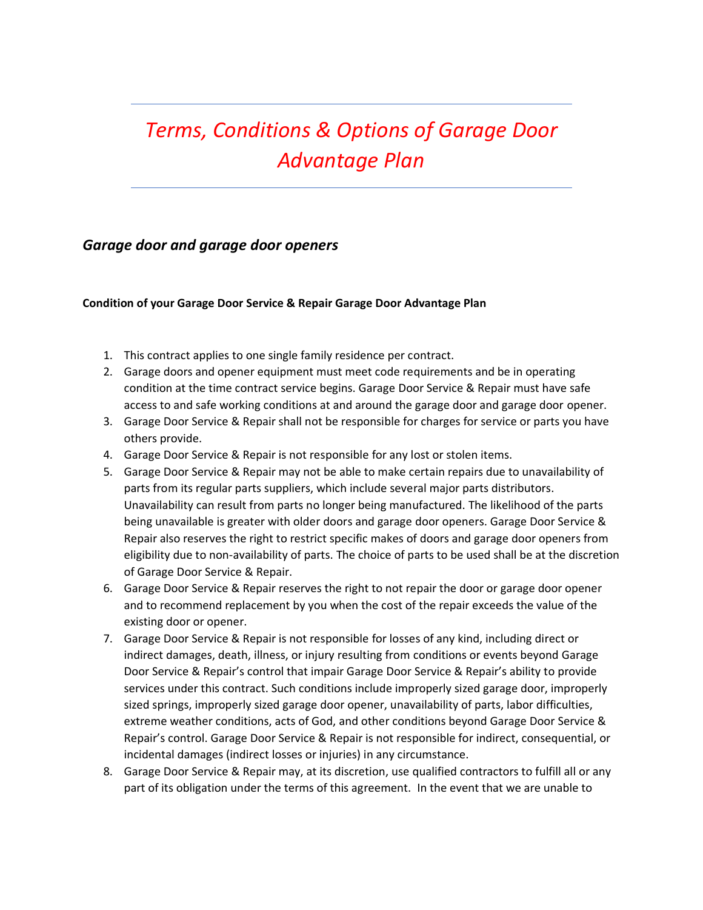# *Terms, Conditions & Options of Garage Door Advantage Plan*

## *Garage door and garage door openers*

**Condition of your Garage Door Service & Repair Garage Door Advantage Plan**

1. This contract applies to one single family residence per contract.
2. Garage doors and opener equipment must meet code requirements and be in operating condition at the time contract service begins. Garage Door Service & Repair must have safe access to and safe working conditions at and around the garage door and garage door opener.
3. Garage Door Service & Repair shall not be responsible for charges for service or parts you have others provide.
4. Garage Door Service & Repair is not responsible for any lost or stolen items.
5. Garage Door Service & Repair may not be able to make certain repairs due to unavailability of parts from its regular parts suppliers, which include several major parts distributors. Unavailability can result from parts no longer being manufactured. The likelihood of the parts being unavailable is greater with older doors and garage door openers. Garage Door Service & Repair also reserves the right to restrict specific makes of doors and garage door openers from eligibility due to non-availability of parts. The choice of parts to be used shall be at the discretion of Garage Door Service & Repair.
6. Garage Door Service & Repair reserves the right to not repair the door or garage door opener and to recommend replacement by you when the cost of the repair exceeds the value of the existing door or opener.
7. Garage Door Service & Repair is not responsible for losses of any kind, including direct or indirect damages, death, illness, or injury resulting from conditions or events beyond Garage Door Service & Repair's control that impair Garage Door Service & Repair's ability to provide services under this contract. Such conditions include improperly sized garage door, improperly sized springs, improperly sized garage door opener, unavailability of parts, labor difficulties, extreme weather conditions, acts of God, and other conditions beyond Garage Door Service & Repair's control. Garage Door Service & Repair is not responsible for indirect, consequential, or incidental damages (indirect losses or injuries) in any circumstance.
8. Garage Door Service & Repair may, at its discretion, use qualified contractors to fulfill all or any part of its obligation under the terms of this agreement. In the event that we are unable to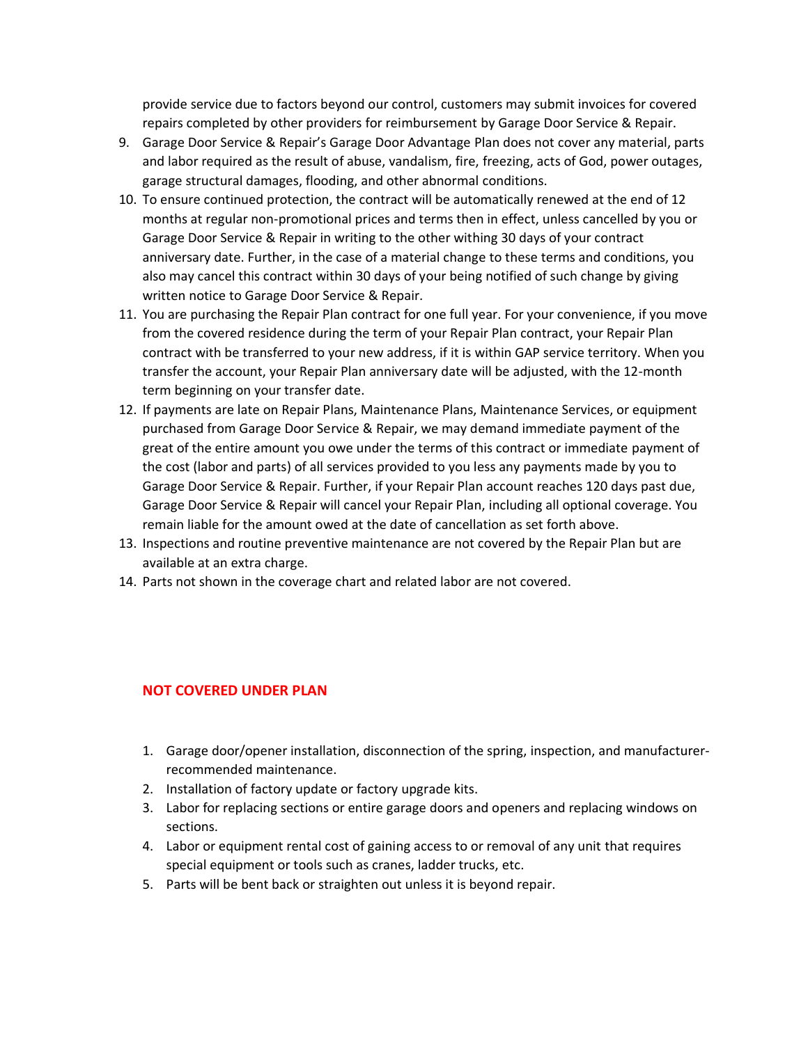provide service due to factors beyond our control, customers may submit invoices for covered repairs completed by other providers for reimbursement by Garage Door Service & Repair.

9. Garage Door Service & Repair's Garage Door Advantage Plan does not cover any material, parts and labor required as the result of abuse, vandalism, fire, freezing, acts of God, power outages, garage structural damages, flooding, and other abnormal conditions.
10. To ensure continued protection, the contract will be automatically renewed at the end of 12 months at regular non-promotional prices and terms then in effect, unless cancelled by you or Garage Door Service & Repair in writing to the other withing 30 days of your contract anniversary date. Further, in the case of a material change to these terms and conditions, you also may cancel this contract within 30 days of your being notified of such change by giving written notice to Garage Door Service & Repair.
11. You are purchasing the Repair Plan contract for one full year. For your convenience, if you move from the covered residence during the term of your Repair Plan contract, your Repair Plan contract with be transferred to your new address, if it is within GAP service territory. When you transfer the account, your Repair Plan anniversary date will be adjusted, with the 12-month term beginning on your transfer date.
12. If payments are late on Repair Plans, Maintenance Plans, Maintenance Services, or equipment purchased from Garage Door Service & Repair, we may demand immediate payment of the great of the entire amount you owe under the terms of this contract or immediate payment of the cost (labor and parts) of all services provided to you less any payments made by you to Garage Door Service & Repair. Further, if your Repair Plan account reaches 120 days past due, Garage Door Service & Repair will cancel your Repair Plan, including all optional coverage. You remain liable for the amount owed at the date of cancellation as set forth above.
13. Inspections and routine preventive maintenance are not covered by the Repair Plan but are available at an extra charge.
14. Parts not shown in the coverage chart and related labor are not covered.

**NOT COVERED UNDER PLAN**

1. Garage door/opener installation, disconnection of the spring, inspection, and manufacturer-recommended maintenance.
2. Installation of factory update or factory upgrade kits.
3. Labor for replacing sections or entire garage doors and openers and replacing windows on sections.
4. Labor or equipment rental cost of gaining access to or removal of any unit that requires special equipment or tools such as cranes, ladder trucks, etc.
5. Parts will be bent back or straighten out unless it is beyond repair.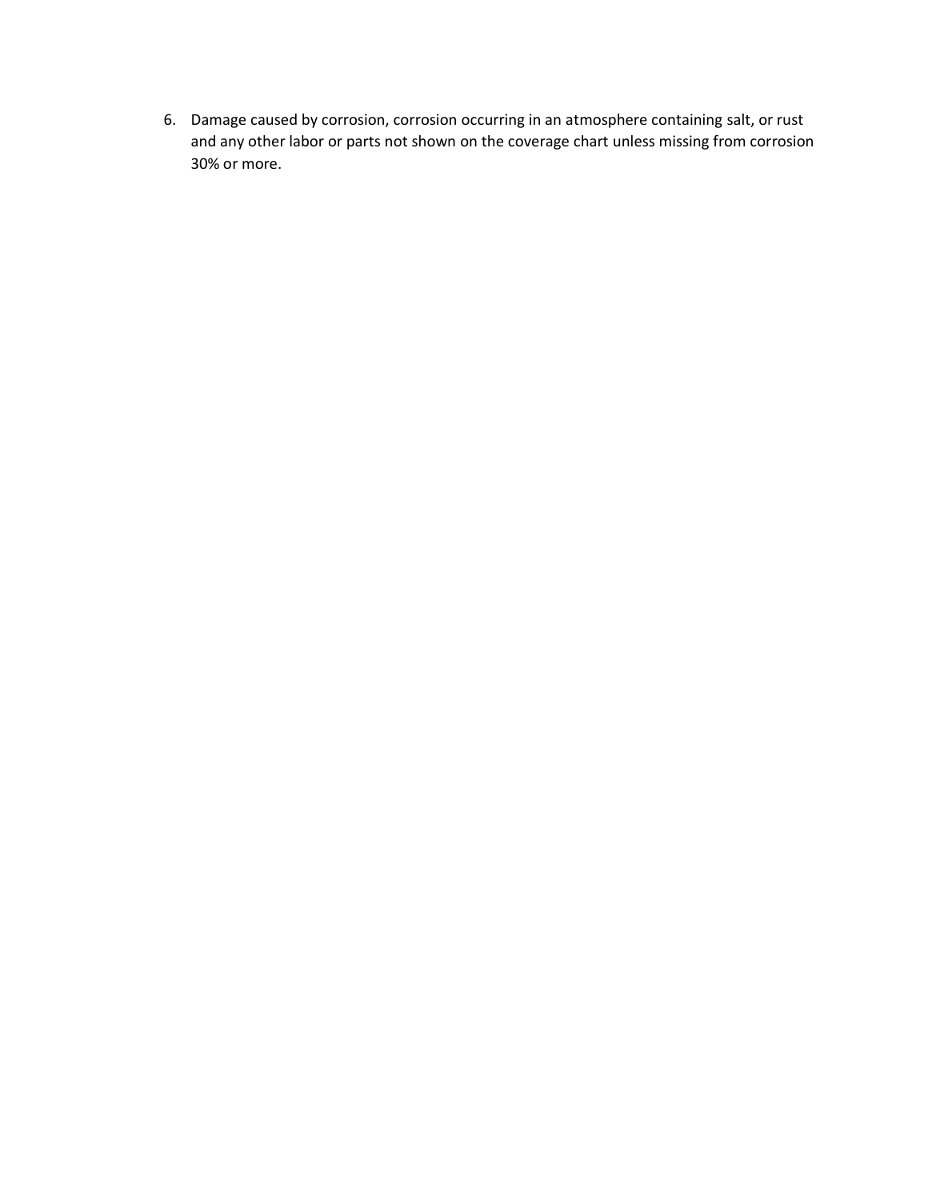6. Damage caused by corrosion, corrosion occurring in an atmosphere containing salt, or rust and any other labor or parts not shown on the coverage chart unless missing from corrosion 30% or more.